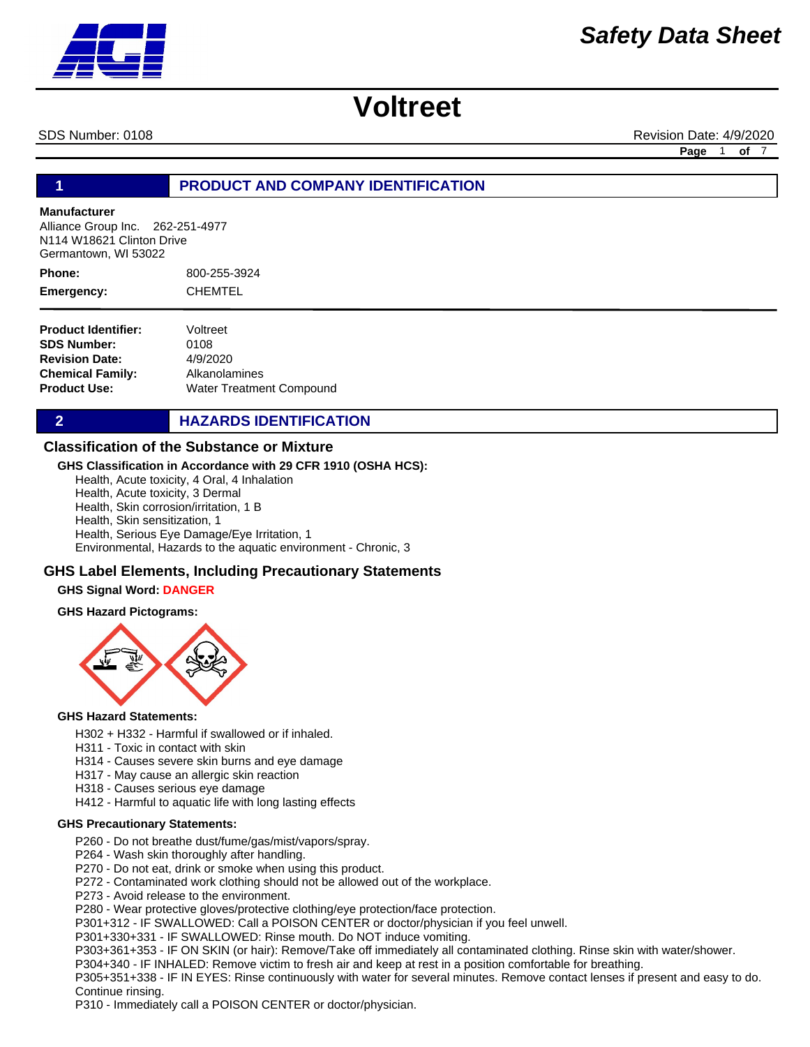*Safety Data Sheet*

# Voltreet

SDS Number: 0108 Revision Date: 4/9/2020

## 1 PRODUCT AND COMPANY IDENTIFICATION

**Manufacturer**
Alliance Group Inc. 262-251-4977
N114 W18621 Clinton Drive
Germantown, WI 53022

**Phone:** 800-255-3924
**Emergency:** CHEMTEL

**Product Identifier:** Voltreet
**SDS Number:** 0108
**Revision Date:** 4/9/2020
**Chemical Family:** Alkanolamines
**Product Use:** Water Treatment Compound

## 2 HAZARDS IDENTIFICATION

### Classification of the Substance or Mixture

**GHS Classification in Accordance with 29 CFR 1910 (OSHA HCS):**

Health, Acute toxicity, 4 Oral, 4 Inhalation
Health, Acute toxicity, 3 Dermal
Health, Skin corrosion/irritation, 1 B
Health, Skin sensitization, 1
Health, Serious Eye Damage/Eye Irritation, 1
Environmental, Hazards to the aquatic environment - Chronic, 3

### GHS Label Elements, Including Precautionary Statements

**GHS Signal Word:** **DANGER**

**GHS Hazard Pictograms:**

**GHS Hazard Statements:**

H302 + H332 - Harmful if swallowed or if inhaled.
H311 - Toxic in contact with skin
H314 - Causes severe skin burns and eye damage
H317 - May cause an allergic skin reaction
H318 - Causes serious eye damage
H412 - Harmful to aquatic life with long lasting effects

**GHS Precautionary Statements:**

P260 - Do not breathe dust/fume/gas/mist/vapors/spray.
P264 - Wash skin thoroughly after handling.
P270 - Do not eat, drink or smoke when using this product.
P272 - Contaminated work clothing should not be allowed out of the workplace.
P273 - Avoid release to the environment.
P280 - Wear protective gloves/protective clothing/eye protection/face protection.
P301+312 - IF SWALLOWED: Call a POISON CENTER or doctor/physician if you feel unwell.
P301+330+331 - IF SWALLOWED: Rinse mouth. Do NOT induce vomiting.
P303+361+353 - IF ON SKIN (or hair): Remove/Take off immediately all contaminated clothing. Rinse skin with water/shower.
P304+340 - IF INHALED: Remove victim to fresh air and keep at rest in a position comfortable for breathing.
P305+351+338 - IF IN EYES: Rinse continuously with water for several minutes. Remove contact lenses if present and easy to do. Continue rinsing.
P310 - Immediately call a POISON CENTER or doctor/physician.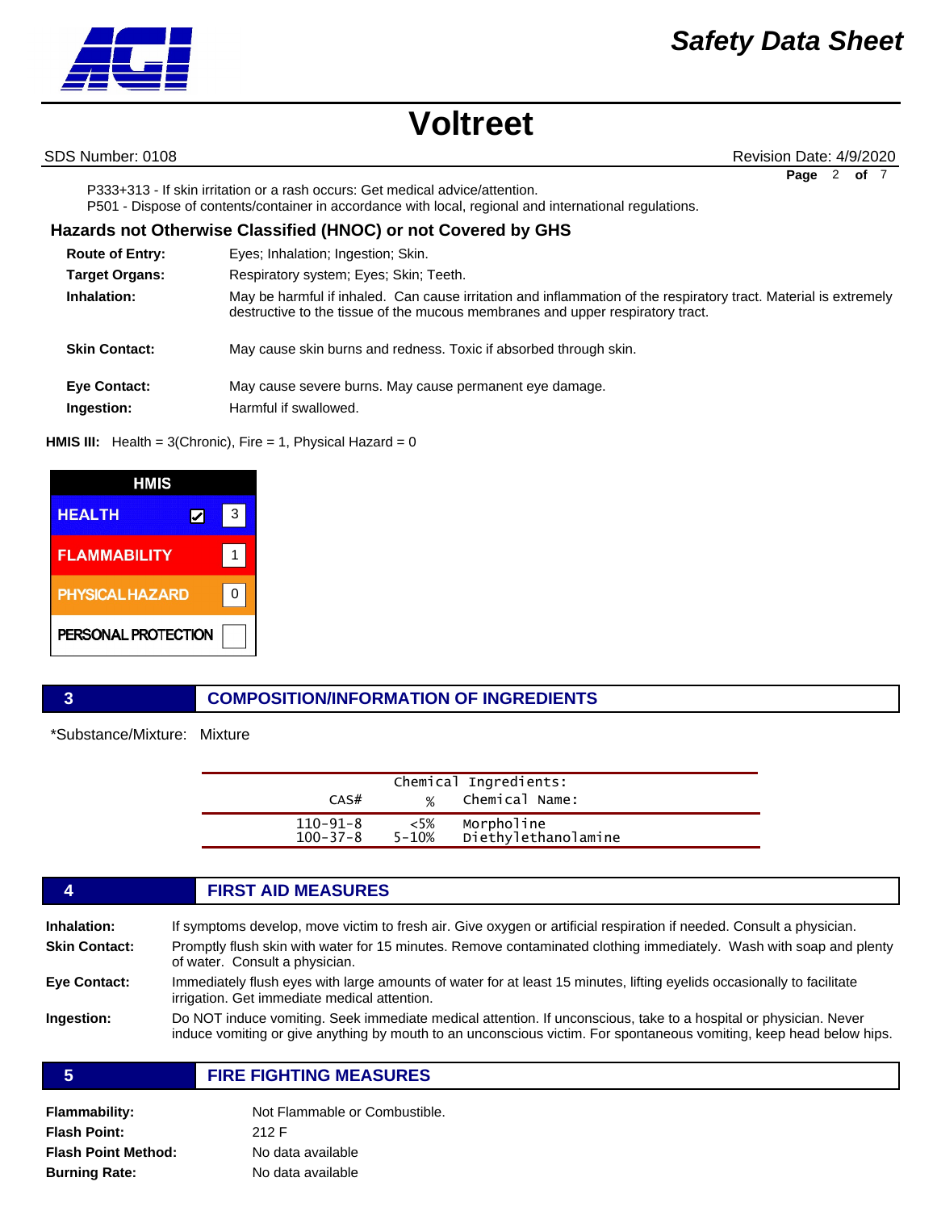P333+313 - If skin irritation or a rash occurs: Get medical advice/attention.
P501 - Dispose of contents/container in accordance with local, regional and international regulations.

### Hazards not Otherwise Classified (HNOC) or not Covered by GHS

**Route of Entry:** Eyes; Inhalation; Ingestion; Skin.

**Target Organs:** Respiratory system; Eyes; Skin; Teeth.

**Inhalation:** May be harmful if inhaled. Can cause irritation and inflammation of the respiratory tract. Material is extremely destructive to the tissue of the mucous membranes and upper respiratory tract.

**Skin Contact:** May cause skin burns and redness. Toxic if absorbed through skin.

**Eye Contact:** May cause severe burns. May cause permanent eye damage.

**Ingestion:** Harmful if swallowed.

**HMIS III:** Health = 3(Chronic), Fire = 1, Physical Hazard = 0

| HMIS | |
|---|---|
| HEALTH ☑ | 3 |
| FLAMMABILITY | 1 |
| PHYSICAL HAZARD | 0 |
| PERSONAL PROTECTION | |

## 3 COMPOSITION/INFORMATION OF INGREDIENTS

*Substance/Mixture: Mixture

Chemical Ingredients:

| CAS# | % | Chemical Name: |
|---|---|---|
| 110-91-8 | <5% | Morpholine |
| 100-37-8 | 5-10% | Diethylethanolamine |

## 4 FIRST AID MEASURES

**Inhalation:** If symptoms develop, move victim to fresh air. Give oxygen or artificial respiration if needed. Consult a physician.

**Skin Contact:** Promptly flush skin with water for 15 minutes. Remove contaminated clothing immediately. Wash with soap and plenty of water. Consult a physician.

**Eye Contact:** Immediately flush eyes with large amounts of water for at least 15 minutes, lifting eyelids occasionally to facilitate irrigation. Get immediate medical attention.

**Ingestion:** Do NOT induce vomiting. Seek immediate medical attention. If unconscious, take to a hospital or physician. Never induce vomiting or give anything by mouth to an unconscious victim. For spontaneous vomiting, keep head below hips.

## 5 FIRE FIGHTING MEASURES

**Flammability:** Not Flammable or Combustible.

**Flash Point:** 212 F

**Flash Point Method:** No data available

**Burning Rate:** No data available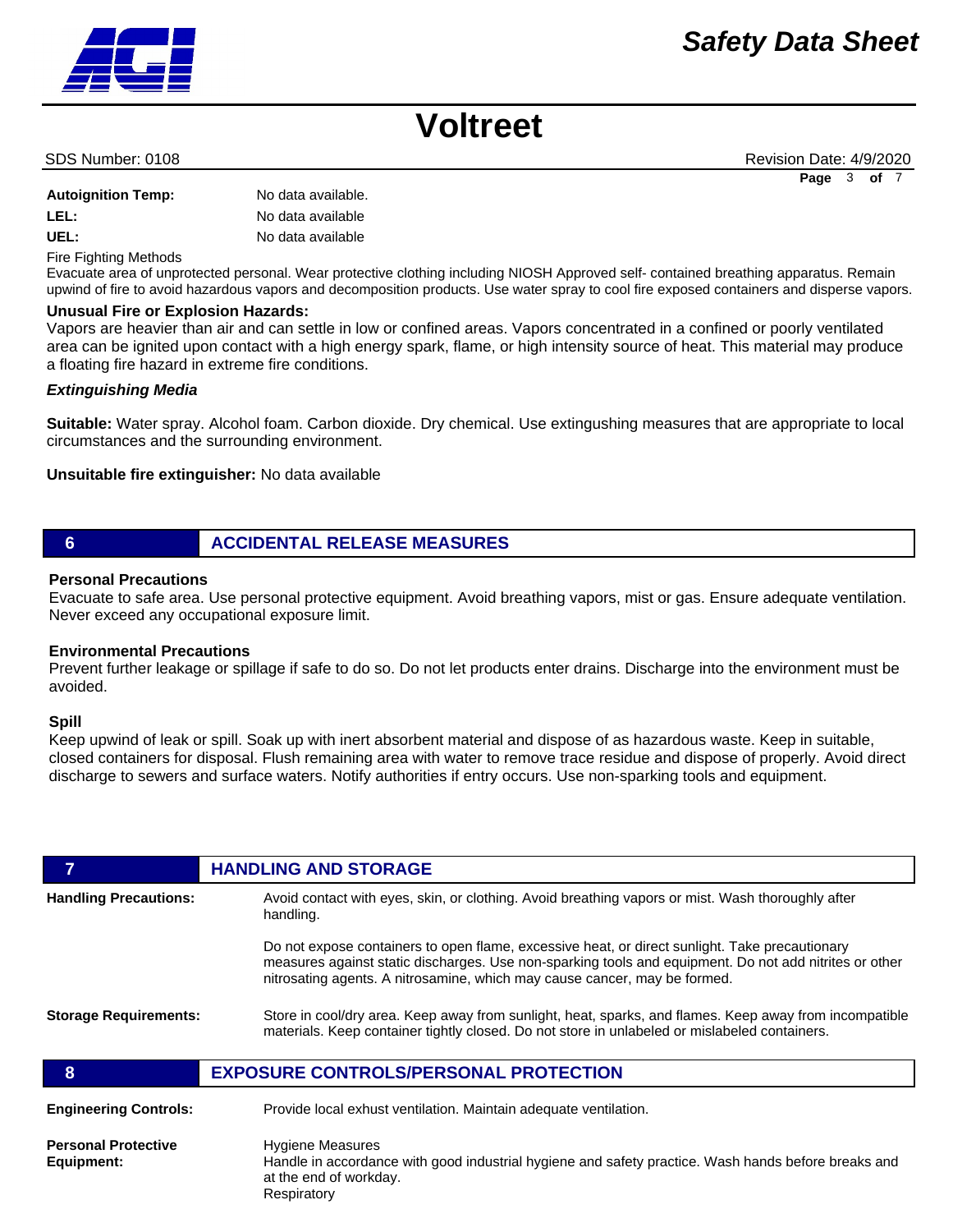| | |
|---|---|
| **Autoignition Temp:** | No data available. |
| **LEL:** | No data available |
| **UEL:** | No data available |

Fire Fighting Methods

Evacuate area of unprotected personal. Wear protective clothing including NIOSH Approved self- contained breathing apparatus. Remain upwind of fire to avoid hazardous vapors and decomposition products. Use water spray to cool fire exposed containers and disperse vapors.

**Unusual Fire or Explosion Hazards:**

Vapors are heavier than air and can settle in low or confined areas. Vapors concentrated in a confined or poorly ventilated area can be ignited upon contact with a high energy spark, flame, or high intensity source of heat. This material may produce a floating fire hazard in extreme fire conditions.

***Extinguishing Media***

**Suitable:** Water spray. Alcohol foam. Carbon dioxide. Dry chemical. Use extingushing measures that are appropriate to local circumstances and the surrounding environment.

**Unsuitable fire extinguisher:** No data available

## 6 ACCIDENTAL RELEASE MEASURES

**Personal Precautions**

Evacuate to safe area. Use personal protective equipment. Avoid breathing vapors, mist or gas. Ensure adequate ventilation. Never exceed any occupational exposure limit.

**Environmental Precautions**

Prevent further leakage or spillage if safe to do so. Do not let products enter drains. Discharge into the environment must be avoided.

**Spill**

Keep upwind of leak or spill. Soak up with inert absorbent material and dispose of as hazardous waste. Keep in suitable, closed containers for disposal. Flush remaining area with water to remove trace residue and dispose of properly. Avoid direct discharge to sewers and surface waters. Notify authorities if entry occurs. Use non-sparking tools and equipment.

## 7 HANDLING AND STORAGE

**Handling Precautions:** Avoid contact with eyes, skin, or clothing. Avoid breathing vapors or mist. Wash thoroughly after handling.

Do not expose containers to open flame, excessive heat, or direct sunlight. Take precautionary measures against static discharges. Use non-sparking tools and equipment. Do not add nitrites or other nitrosating agents. A nitrosamine, which may cause cancer, may be formed.

**Storage Requirements:** Store in cool/dry area. Keep away from sunlight, heat, sparks, and flames. Keep away from incompatible materials. Keep container tightly closed. Do not store in unlabeled or mislabeled containers.

## 8 EXPOSURE CONTROLS/PERSONAL PROTECTION

**Engineering Controls:** Provide local exhust ventilation. Maintain adequate ventilation.

**Personal Protective Equipment:** Hygiene Measures

Handle in accordance with good industrial hygiene and safety practice. Wash hands before breaks and at the end of workday.

Respiratory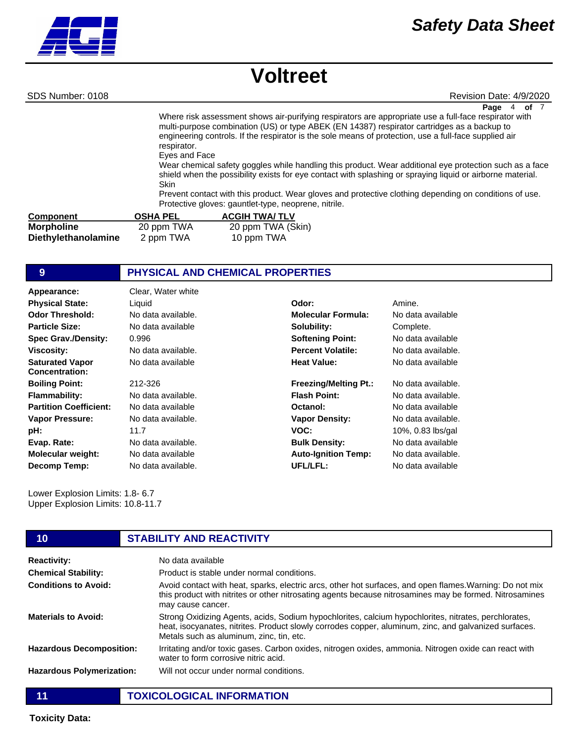Where risk assessment shows air-purifying respirators are appropriate use a full-face respirator with multi-purpose combination (US) or type ABEK (EN 14387) respirator cartridges as a backup to engineering controls. If the respirator is the sole means of protection, use a full-face supplied air respirator.

Eyes and Face

Wear chemical safety goggles while handling this product. Wear additional eye protection such as a face shield when the possibility exists for eye contact with splashing or spraying liquid or airborne material.

Skin

Prevent contact with this product. Wear gloves and protective clothing depending on conditions of use. Protective gloves: gauntlet-type, neoprene, nitrile.

| Component | OSHA PEL | ACGIH TWA/ TLV |
|---|---|---|
| **Morpholine** | 20 ppm TWA | 20 ppm TWA (Skin) |
| **Diethylethanolamine** | 2 ppm TWA | 10 ppm TWA |

## 9 PHYSICAL AND CHEMICAL PROPERTIES

| | | | |
|---|---|---|---|
| **Appearance:** | Clear, Water white | | |
| **Physical State:** | Liquid | **Odor:** | Amine. |
| **Odor Threshold:** | No data available. | **Molecular Formula:** | No data available |
| **Particle Size:** | No data available | **Solubility:** | Complete. |
| **Spec Grav./Density:** | 0.996 | **Softening Point:** | No data available |
| **Viscosity:** | No data available. | **Percent Volatile:** | No data available. |
| **Saturated Vapor Concentration:** | No data available | **Heat Value:** | No data available |
| **Boiling Point:** | 212-326 | **Freezing/Melting Pt.:** | No data available. |
| **Flammability:** | No data available. | **Flash Point:** | No data available. |
| **Partition Coefficient:** | No data available | **Octanol:** | No data available |
| **Vapor Pressure:** | No data available. | **Vapor Density:** | No data available. |
| **pH:** | 11.7 | **VOC:** | 10%, 0.83 lbs/gal |
| **Evap. Rate:** | No data available. | **Bulk Density:** | No data available |
| **Molecular weight:** | No data available | **Auto-Ignition Temp:** | No data available. |
| **Decomp Temp:** | No data available. | **UFL/LFL:** | No data available |

Lower Explosion Limits: 1.8- 6.7
Upper Explosion Limits: 10.8-11.7

## 10 STABILITY AND REACTIVITY

**Reactivity:** No data available

**Chemical Stability:** Product is stable under normal conditions.

**Conditions to Avoid:** Avoid contact with heat, sparks, electric arcs, other hot surfaces, and open flames.Warning: Do not mix this product with nitrites or other nitrosating agents because nitrosamines may be formed. Nitrosamines may cause cancer.

**Materials to Avoid:** Strong Oxidizing Agents, acids, Sodium hypochlorites, calcium hypochlorites, nitrates, perchlorates, heat, isocyanates, nitrites. Product slowly corrodes copper, aluminum, zinc, and galvanized surfaces. Metals such as aluminum, zinc, tin, etc.

**Hazardous Decomposition:** Irritating and/or toxic gases. Carbon oxides, nitrogen oxides, ammonia. Nitrogen oxide can react with water to form corrosive nitric acid.

**Hazardous Polymerization:** Will not occur under normal conditions.

## 11 TOXICOLOGICAL INFORMATION

**Toxicity Data:**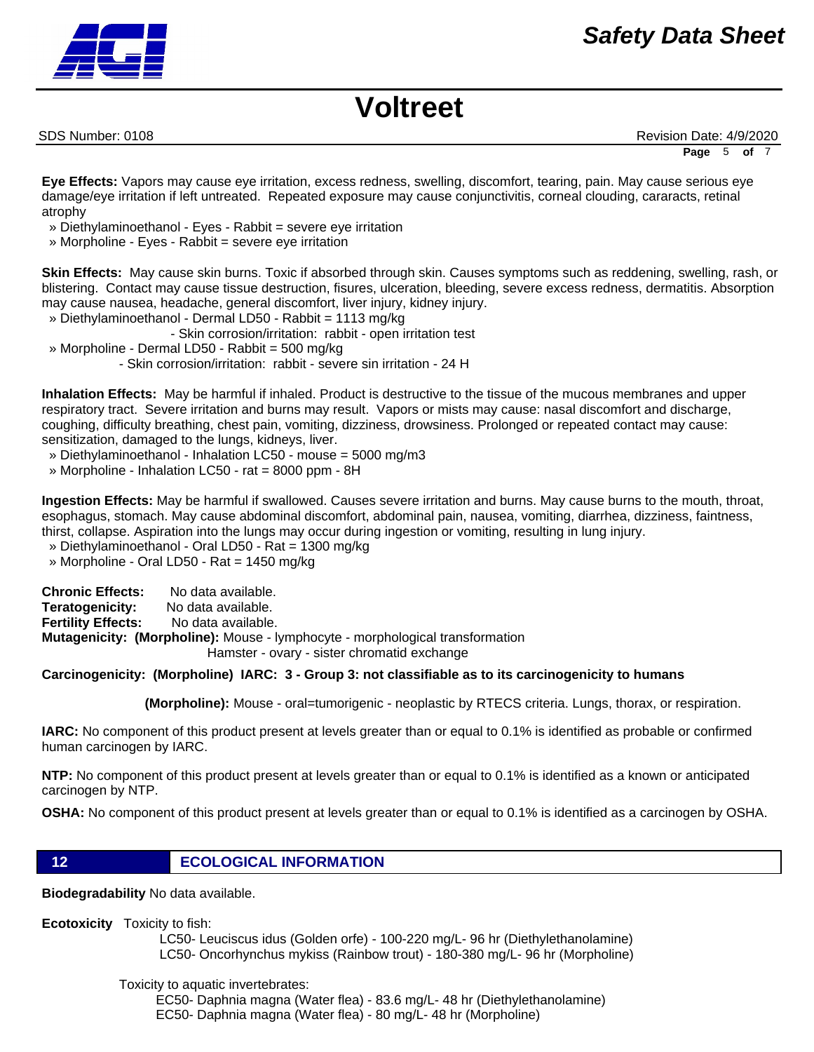**Eye Effects:** Vapors may cause eye irritation, excess redness, swelling, discomfort, tearing, pain. May cause serious eye damage/eye irritation if left untreated. Repeated exposure may cause conjunctivitis, corneal clouding, cararacts, retinal atrophy

» Diethylaminoethanol - Eyes - Rabbit = severe eye irritation
» Morpholine - Eyes - Rabbit = severe eye irritation

**Skin Effects:** May cause skin burns. Toxic if absorbed through skin. Causes symptoms such as reddening, swelling, rash, or blistering. Contact may cause tissue destruction, fisures, ulceration, bleeding, severe excess redness, dermatitis. Absorption may cause nausea, headache, general discomfort, liver injury, kidney injury.

» Diethylaminoethanol - Dermal LD50 - Rabbit = 1113 mg/kg
 - Skin corrosion/irritation: rabbit - open irritation test
» Morpholine - Dermal LD50 - Rabbit = 500 mg/kg
 - Skin corrosion/irritation: rabbit - severe sin irritation - 24 H

**Inhalation Effects:** May be harmful if inhaled. Product is destructive to the tissue of the mucous membranes and upper respiratory tract. Severe irritation and burns may result. Vapors or mists may cause: nasal discomfort and discharge, coughing, difficulty breathing, chest pain, vomiting, dizziness, drowsiness. Prolonged or repeated contact may cause: sensitization, damaged to the lungs, kidneys, liver.

» Diethylaminoethanol - Inhalation LC50 - mouse = 5000 mg/m3
» Morpholine - Inhalation LC50 - rat = 8000 ppm - 8H

**Ingestion Effects:** May be harmful if swallowed. Causes severe irritation and burns. May cause burns to the mouth, throat, esophagus, stomach. May cause abdominal discomfort, abdominal pain, nausea, vomiting, diarrhea, dizziness, faintness, thirst, collapse. Aspiration into the lungs may occur during ingestion or vomiting, resulting in lung injury.

» Diethylaminoethanol - Oral LD50 - Rat = 1300 mg/kg
» Morpholine - Oral LD50 - Rat = 1450 mg/kg

**Chronic Effects:** No data available.
**Teratogenicity:** No data available.
**Fertility Effects:** No data available.
**Mutagenicity: (Morpholine):** Mouse - lymphocyte - morphological transformation
Hamster - ovary - sister chromatid exchange

**Carcinogenicity: (Morpholine) IARC: 3 - Group 3: not classifiable as to its carcinogenicity to humans**

**(Morpholine):** Mouse - oral=tumorigenic - neoplastic by RTECS criteria. Lungs, thorax, or respiration.

**IARC:** No component of this product present at levels greater than or equal to 0.1% is identified as probable or confirmed human carcinogen by IARC.

**NTP:** No component of this product present at levels greater than or equal to 0.1% is identified as a known or anticipated carcinogen by NTP.

**OSHA:** No component of this product present at levels greater than or equal to 0.1% is identified as a carcinogen by OSHA.

## 12 ECOLOGICAL INFORMATION

**Biodegradability** No data available.

**Ecotoxicity** Toxicity to fish:
LC50- Leuciscus idus (Golden orfe) - 100-220 mg/L- 96 hr (Diethylethanolamine)
LC50- Oncorhynchus mykiss (Rainbow trout) - 180-380 mg/L- 96 hr (Morpholine)

Toxicity to aquatic invertebrates:
EC50- Daphnia magna (Water flea) - 83.6 mg/L- 48 hr (Diethylethanolamine)
EC50- Daphnia magna (Water flea) - 80 mg/L- 48 hr (Morpholine)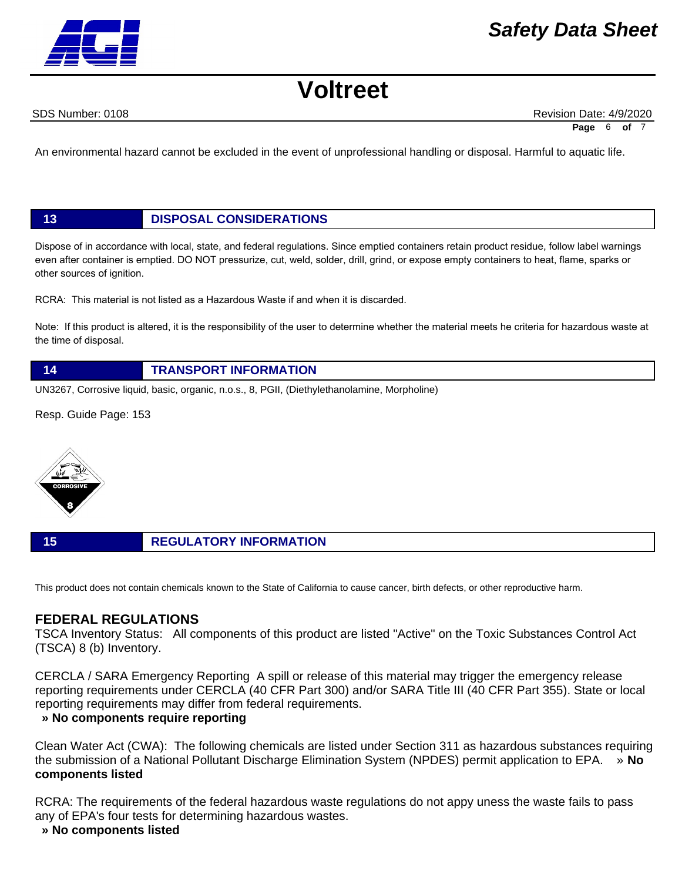An environmental hazard cannot be excluded in the event of unprofessional handling or disposal. Harmful to aquatic life.

## 13 DISPOSAL CONSIDERATIONS

Dispose of in accordance with local, state, and federal regulations. Since emptied containers retain product residue, follow label warnings even after container is emptied. DO NOT pressurize, cut, weld, solder, drill, grind, or expose empty containers to heat, flame, sparks or other sources of ignition.

RCRA: This material is not listed as a Hazardous Waste if and when it is discarded.

Note: If this product is altered, it is the responsibility of the user to determine whether the material meets he criteria for hazardous waste at the time of disposal.

## 14 TRANSPORT INFORMATION

UN3267, Corrosive liquid, basic, organic, n.o.s., 8, PGII, (Diethylethanolamine, Morpholine)

Resp. Guide Page: 153

## 15 REGULATORY INFORMATION

This product does not contain chemicals known to the State of California to cause cancer, birth defects, or other reproductive harm.

### FEDERAL REGULATIONS

TSCA Inventory Status: All components of this product are listed "Active" on the Toxic Substances Control Act (TSCA) 8 (b) Inventory.

CERCLA / SARA Emergency Reporting A spill or release of this material may trigger the emergency release reporting requirements under CERCLA (40 CFR Part 300) and/or SARA Title III (40 CFR Part 355). State or local reporting requirements may differ from federal requirements.

**» No components require reporting**

Clean Water Act (CWA): The following chemicals are listed under Section 311 as hazardous substances requiring the submission of a National Pollutant Discharge Elimination System (NPDES) permit application to EPA. » **No components listed**

RCRA: The requirements of the federal hazardous waste regulations do not appy uness the waste fails to pass any of EPA's four tests for determining hazardous wastes.

**» No components listed**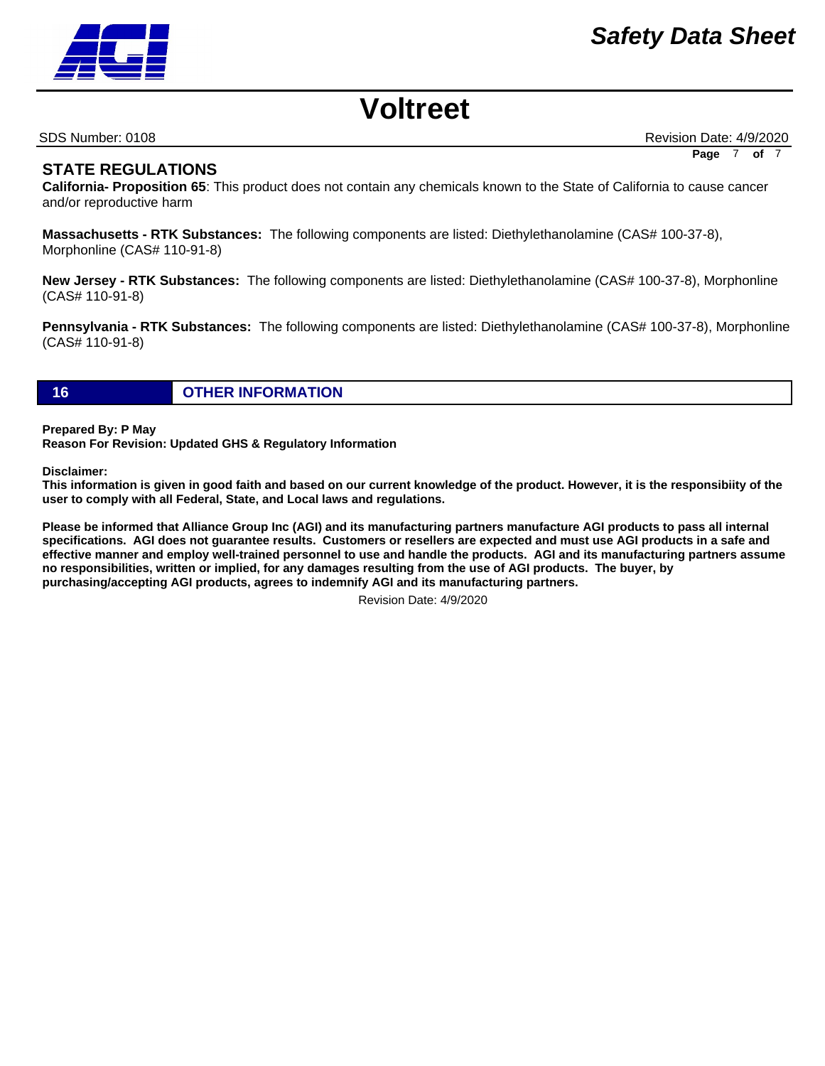## STATE REGULATIONS

**California- Proposition 65**: This product does not contain any chemicals known to the State of California to cause cancer and/or reproductive harm

**Massachusetts - RTK Substances:** The following components are listed: Diethylethanolamine (CAS# 100-37-8), Morphonline (CAS# 110-91-8)

**New Jersey - RTK Substances:** The following components are listed: Diethylethanolamine (CAS# 100-37-8), Morphonline (CAS# 110-91-8)

**Pennsylvania - RTK Substances:** The following components are listed: Diethylethanolamine (CAS# 100-37-8), Morphonline (CAS# 110-91-8)

## 16 OTHER INFORMATION

**Prepared By: P May**
**Reason For Revision: Updated GHS & Regulatory Information**

**Disclaimer:**
**This information is given in good faith and based on our current knowledge of the product. However, it is the responsibiity of the user to comply with all Federal, State, and Local laws and regulations.**

**Please be informed that Alliance Group Inc (AGI) and its manufacturing partners manufacture AGI products to pass all internal specifications. AGI does not guarantee results. Customers or resellers are expected and must use AGI products in a safe and effective manner and employ well-trained personnel to use and handle the products. AGI and its manufacturing partners assume no responsibilities, written or implied, for any damages resulting from the use of AGI products. The buyer, by purchasing/accepting AGI products, agrees to indemnify AGI and its manufacturing partners.**

Revision Date: 4/9/2020